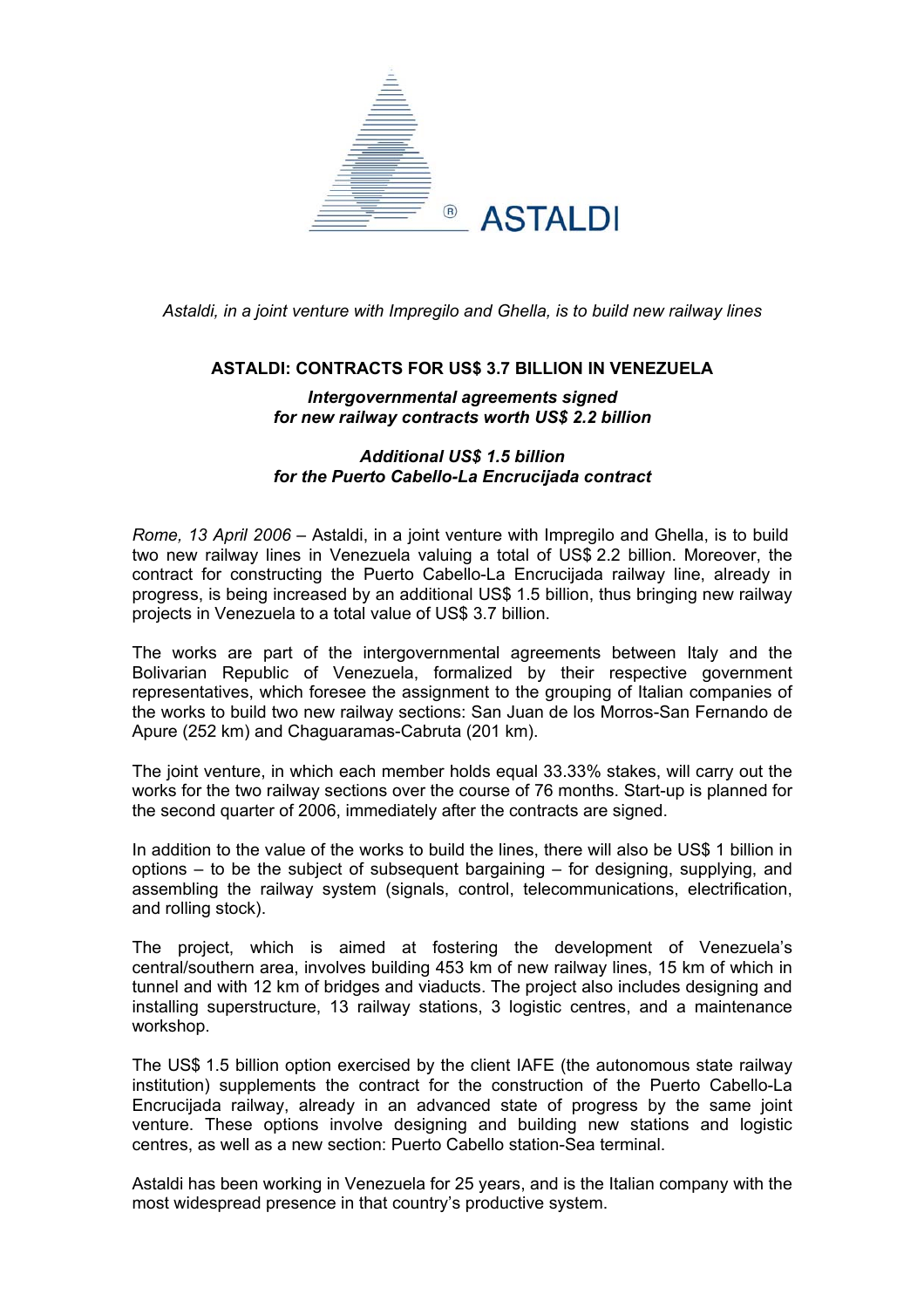ASTALDI

*Astaldi, in a joint venture with Impregilo and Ghella, is to build new railway lines*

# ASTALDI: CONTRACTS FOR US$ 3.7 BILLION IN VENEZUELA

***Intergovernmental agreements signed for new railway contracts worth US$ 2.2 billion***

***Additional US$ 1.5 billion for the Puerto Cabello-La Encrucijada contract***

*Rome, 13 April 2006* – Astaldi, in a joint venture with Impregilo and Ghella, is to build two new railway lines in Venezuela valuing a total of US$ 2.2 billion. Moreover, the contract for constructing the Puerto Cabello-La Encrucijada railway line, already in progress, is being increased by an additional US$ 1.5 billion, thus bringing new railway projects in Venezuela to a total value of US$ 3.7 billion.

The works are part of the intergovernmental agreements between Italy and the Bolivarian Republic of Venezuela, formalized by their respective government representatives, which foresee the assignment to the grouping of Italian companies of the works to build two new railway sections: San Juan de los Morros-San Fernando de Apure (252 km) and Chaguaramas-Cabruta (201 km).

The joint venture, in which each member holds equal 33.33% stakes, will carry out the works for the two railway sections over the course of 76 months. Start-up is planned for the second quarter of 2006, immediately after the contracts are signed.

In addition to the value of the works to build the lines, there will also be US$ 1 billion in options – to be the subject of subsequent bargaining – for designing, supplying, and assembling the railway system (signals, control, telecommunications, electrification, and rolling stock).

The project, which is aimed at fostering the development of Venezuela's central/southern area, involves building 453 km of new railway lines, 15 km of which in tunnel and with 12 km of bridges and viaducts. The project also includes designing and installing superstructure, 13 railway stations, 3 logistic centres, and a maintenance workshop.

The US$ 1.5 billion option exercised by the client IAFE (the autonomous state railway institution) supplements the contract for the construction of the Puerto Cabello-La Encrucijada railway, already in an advanced state of progress by the same joint venture. These options involve designing and building new stations and logistic centres, as well as a new section: Puerto Cabello station-Sea terminal.

Astaldi has been working in Venezuela for 25 years, and is the Italian company with the most widespread presence in that country's productive system.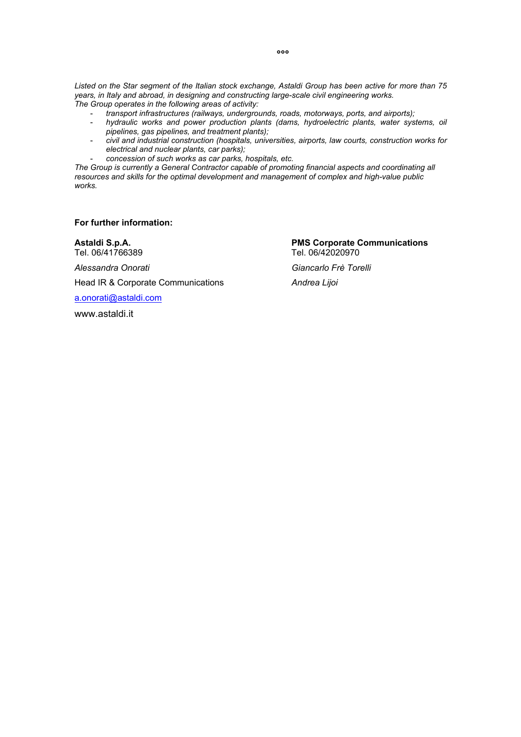°°°

*Listed on the Star segment of the Italian stock exchange, Astaldi Group has been active for more than 75 years, in Italy and abroad, in designing and constructing large-scale civil engineering works.*
*The Group operates in the following areas of activity:*

- *transport infrastructures (railways, undergrounds, roads, motorways, ports, and airports);*
- *hydraulic works and power production plants (dams, hydroelectric plants, water systems, oil pipelines, gas pipelines, and treatment plants);*
- *civil and industrial construction (hospitals, universities, airports, law courts, construction works for electrical and nuclear plants, car parks);*
- *concession of such works as car parks, hospitals, etc.*

*The Group is currently a General Contractor capable of promoting financial aspects and coordinating all resources and skills for the optimal development and management of complex and high-value public works.*

**For further information:**

**Astaldi S.p.A.**
Tel. 06/41766389

*Alessandra Onorati*

Head IR & Corporate Communications

a.onorati@astaldi.com

www.astaldi.it

**PMS Corporate Communications**
Tel. 06/42020970

*Giancarlo Frè Torelli*

*Andrea Lijoi*